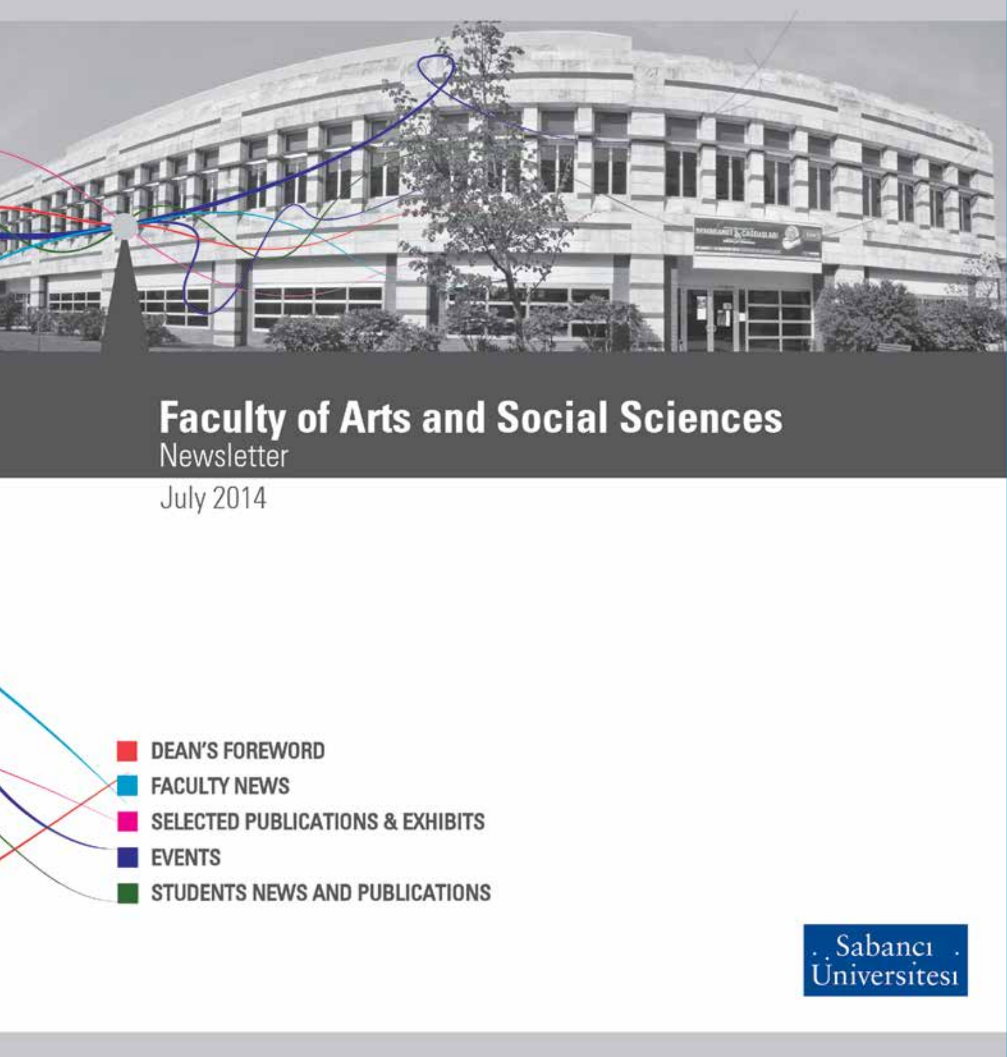# Faculty of Arts and Social Sciences

Newsletter

July 2014

- DEAN'S FOREWORD
- FACULTY NEWS
- SELECTED PUBLICATIONS & EXHIBITS
- EVENTS
- STUDENTS NEWS AND PUBLICATIONS

Sabancı Üniversitesi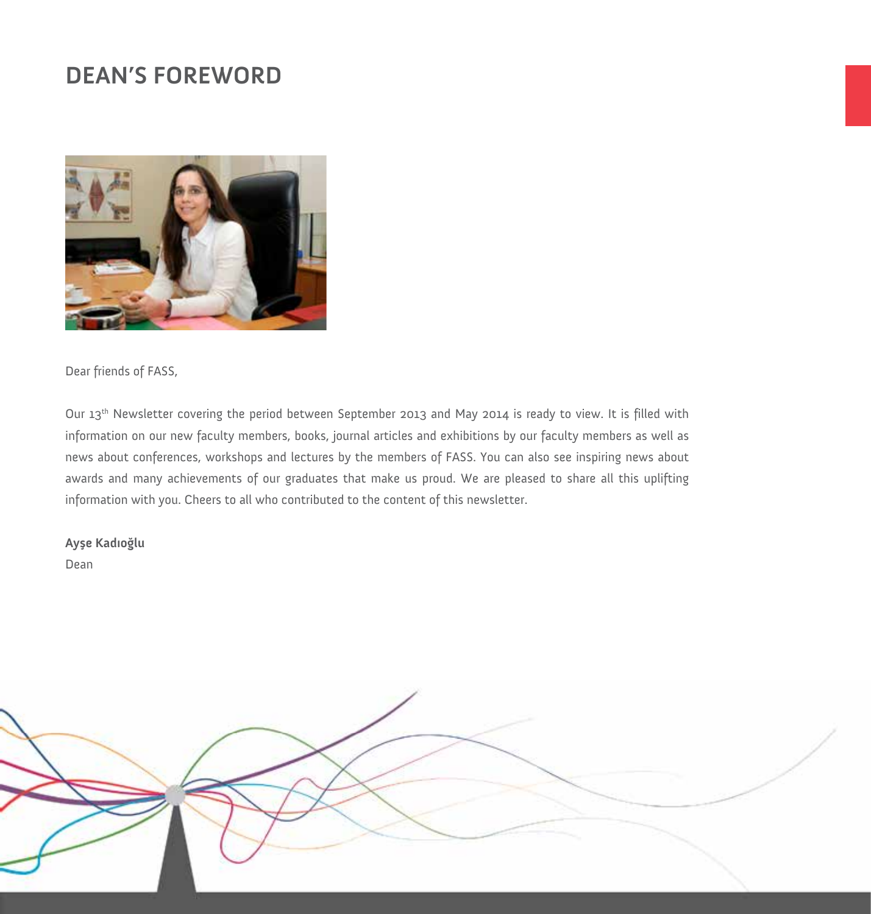# DEAN'S FOREWORD

Dear friends of FASS,

Our 13th Newsletter covering the period between September 2013 and May 2014 is ready to view. It is filled with information on our new faculty members, books, journal articles and exhibitions by our faculty members as well as news about conferences, workshops and lectures by the members of FASS. You can also see inspiring news about awards and many achievements of our graduates that make us proud. We are pleased to share all this uplifting information with you. Cheers to all who contributed to the content of this newsletter.

**Ayşe Kadıoğlu**
Dean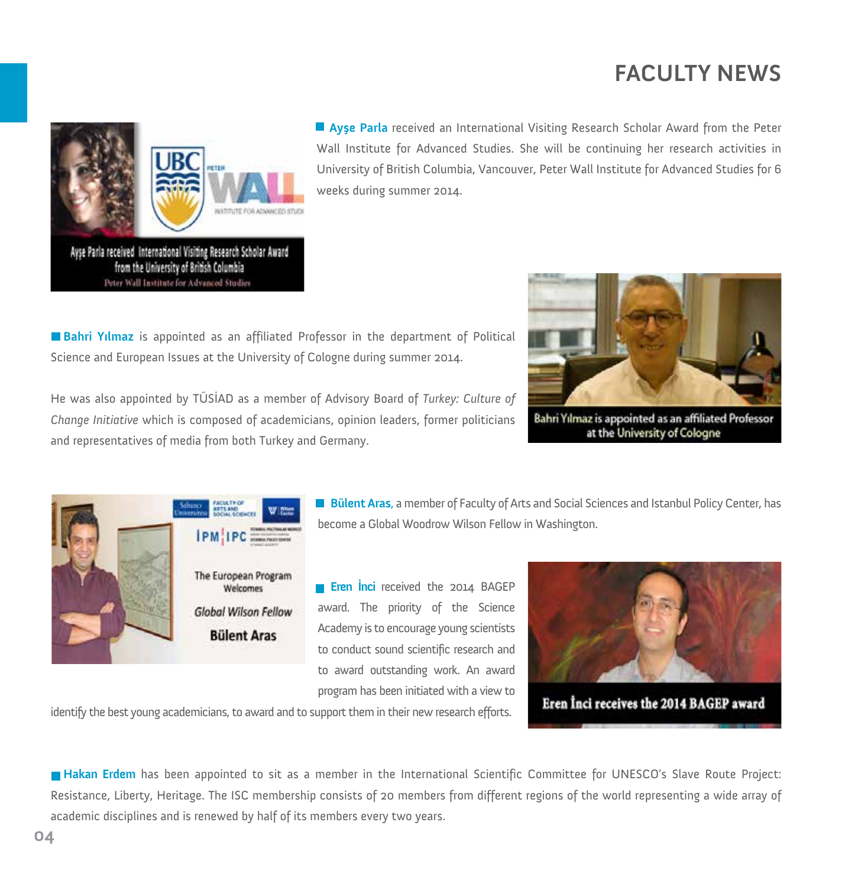# FACULTY NEWS

**Ayşe Parla** received an International Visiting Research Scholar Award from the Peter Wall Institute for Advanced Studies. She will be continuing her research activities in University of British Columbia, Vancouver, Peter Wall Institute for Advanced Studies for 6 weeks during summer 2014.

Ayşe Parla received International Visiting Research Scholar Award from the University of British Columbia Peter Wall Institute for Advanced Studies

**Bahri Yılmaz** is appointed as an affiliated Professor in the department of Political Science and European Issues at the University of Cologne during summer 2014.

He was also appointed by TÜSİAD as a member of Advisory Board of *Turkey: Culture of Change Initiative* which is composed of academicians, opinion leaders, former politicians and representatives of media from both Turkey and Germany.

Bahri Yılmaz is appointed as an affiliated Professor at the University of Cologne

**Bülent Aras**, a member of Faculty of Arts and Social Sciences and Istanbul Policy Center, has become a Global Woodrow Wilson Fellow in Washington.

The European Program Welcomes *Global Wilson Fellow* Bülent Aras

**Eren İnci** received the 2014 BAGEP award. The priority of the Science Academy is to encourage young scientists to conduct sound scientific research and to award outstanding work. An award program has been initiated with a view to identify the best young academicians, to award and to support them in their new research efforts.

Eren İnci receives the 2014 BAGEP award

**Hakan Erdem** has been appointed to sit as a member in the International Scientific Committee for UNESCO's Slave Route Project: Resistance, Liberty, Heritage. The ISC membership consists of 20 members from different regions of the world representing a wide array of academic disciplines and is renewed by half of its members every two years.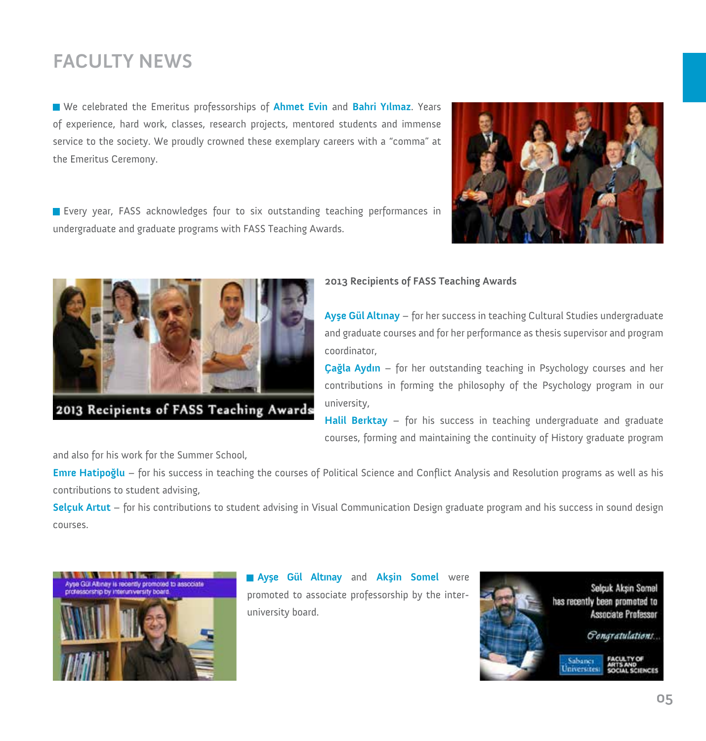# FACULTY NEWS

We celebrated the Emeritus professorships of **Ahmet Evin** and **Bahri Yılmaz**. Years of experience, hard work, classes, research projects, mentored students and immense service to the society. We proudly crowned these exemplary careers with a "comma" at the Emeritus Ceremony.

Every year, FASS acknowledges four to six outstanding teaching performances in undergraduate and graduate programs with FASS Teaching Awards.

**2013 Recipients of FASS Teaching Awards**

**Ayşe Gül Altınay** – for her success in teaching Cultural Studies undergraduate and graduate courses and for her performance as thesis supervisor and program coordinator,

**Çağla Aydın** – for her outstanding teaching in Psychology courses and her contributions in forming the philosophy of the Psychology program in our university,

**Halil Berktay** – for his success in teaching undergraduate and graduate courses, forming and maintaining the continuity of History graduate program and also for his work for the Summer School,

**Emre Hatipoğlu** – for his success in teaching the courses of Political Science and Conflict Analysis and Resolution programs as well as his contributions to student advising,

**Selçuk Artut** – for his contributions to student advising in Visual Communication Design graduate program and his success in sound design courses.

**Ayşe Gül Altınay** and **Akşin Somel** were promoted to associate professorship by the inter-university board.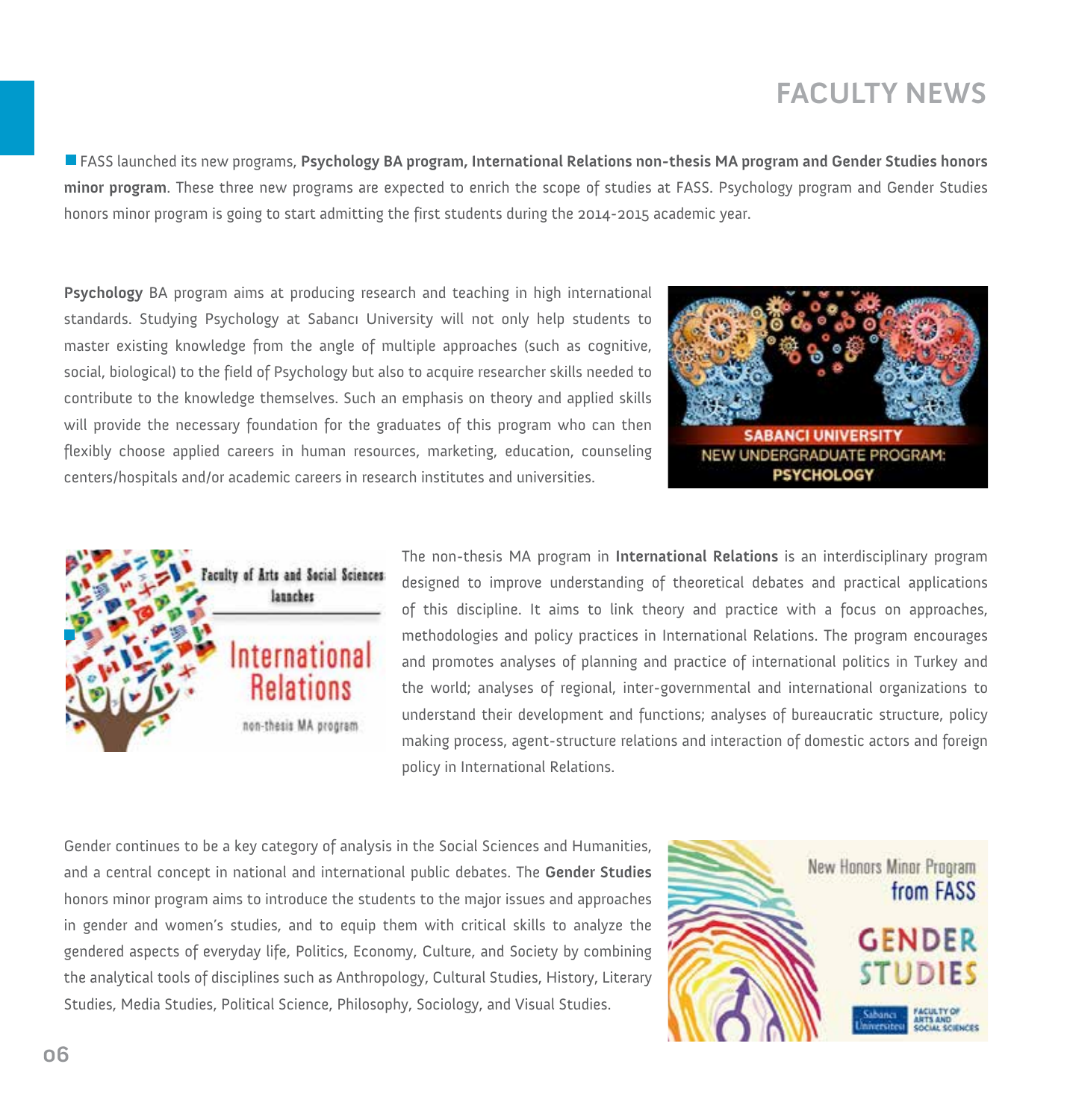# FACULTY NEWS

FASS launched its new programs, **Psychology BA program, International Relations non-thesis MA program and Gender Studies honors minor program**. These three new programs are expected to enrich the scope of studies at FASS. Psychology program and Gender Studies honors minor program is going to start admitting the first students during the 2014-2015 academic year.

**Psychology** BA program aims at producing research and teaching in high international standards. Studying Psychology at Sabancı University will not only help students to master existing knowledge from the angle of multiple approaches (such as cognitive, social, biological) to the field of Psychology but also to acquire researcher skills needed to contribute to the knowledge themselves. Such an emphasis on theory and applied skills will provide the necessary foundation for the graduates of this program who can then flexibly choose applied careers in human resources, marketing, education, counseling centers/hospitals and/or academic careers in research institutes and universities.

The non-thesis MA program in **International Relations** is an interdisciplinary program designed to improve understanding of theoretical debates and practical applications of this discipline. It aims to link theory and practice with a focus on approaches, methodologies and policy practices in International Relations. The program encourages and promotes analyses of planning and practice of international politics in Turkey and the world; analyses of regional, inter-governmental and international organizations to understand their development and functions; analyses of bureaucratic structure, policy making process, agent-structure relations and interaction of domestic actors and foreign policy in International Relations.

Gender continues to be a key category of analysis in the Social Sciences and Humanities, and a central concept in national and international public debates. The **Gender Studies** honors minor program aims to introduce the students to the major issues and approaches in gender and women's studies, and to equip them with critical skills to analyze the gendered aspects of everyday life, Politics, Economy, Culture, and Society by combining the analytical tools of disciplines such as Anthropology, Cultural Studies, History, Literary Studies, Media Studies, Political Science, Philosophy, Sociology, and Visual Studies.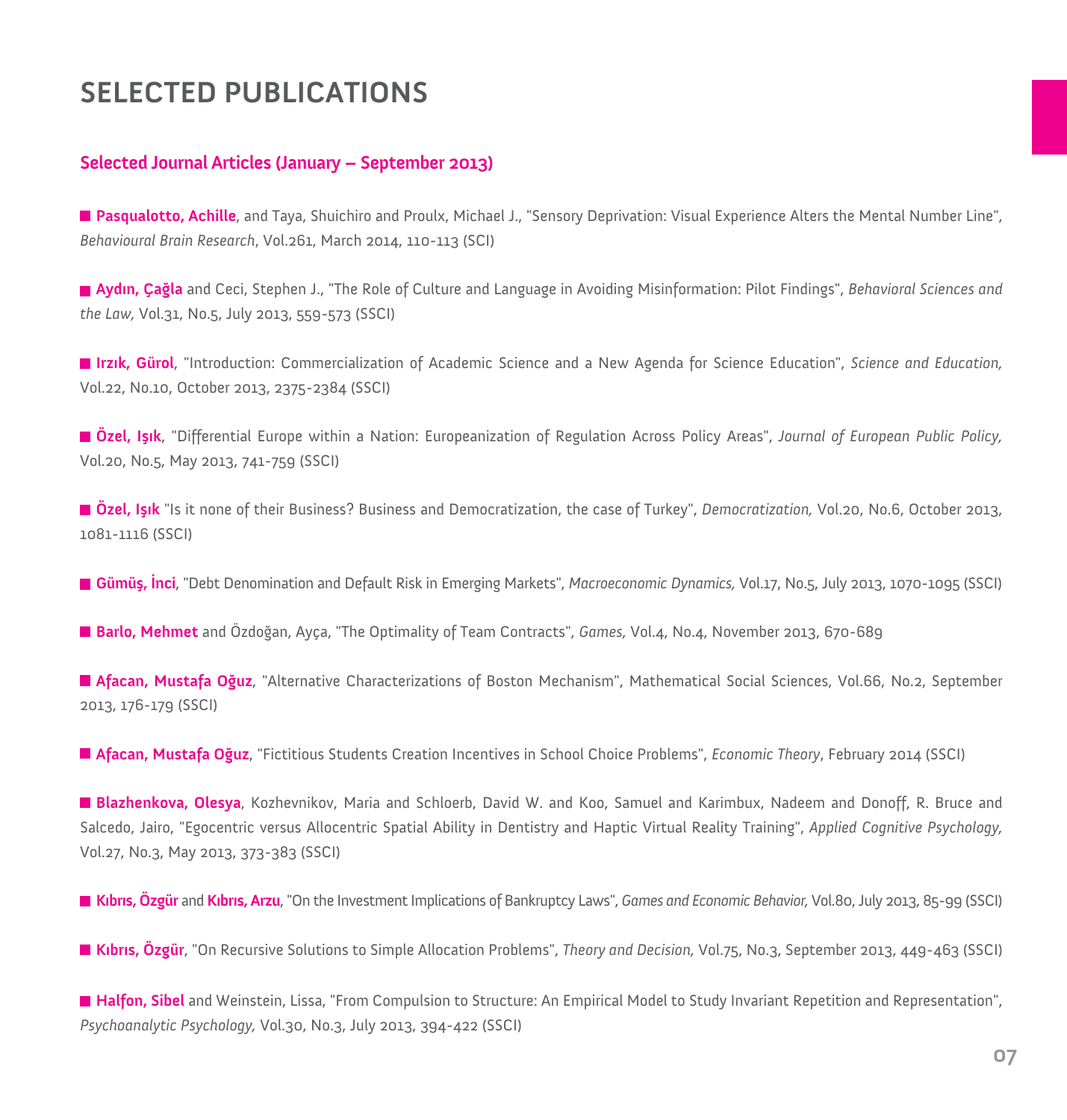# SELECTED PUBLICATIONS

## Selected Journal Articles (January – September 2013)

- **Pasqualotto, Achille**, and Taya, Shuichiro and Proulx, Michael J., "Sensory Deprivation: Visual Experience Alters the Mental Number Line", *Behavioural Brain Research*, Vol.261, March 2014, 110-113 (SCI)

- **Aydın, Çağla** and Ceci, Stephen J., "The Role of Culture and Language in Avoiding Misinformation: Pilot Findings", *Behavioral Sciences and the Law,* Vol.31, No.5, July 2013, 559-573 (SSCI)

- **Irzık, Gürol**, "Introduction: Commercialization of Academic Science and a New Agenda for Science Education", *Science and Education,* Vol.22, No.10, October 2013, 2375-2384 (SSCI)

- **Özel, Işık**, "Differential Europe within a Nation: Europeanization of Regulation Across Policy Areas", *Journal of European Public Policy,* Vol.20, No.5, May 2013, 741-759 (SSCI)

- **Özel, Işık** "Is it none of their Business? Business and Democratization, the case of Turkey", *Democratization,* Vol.20, No.6, October 2013, 1081-1116 (SSCI)

- **Gümüş, İnci**, "Debt Denomination and Default Risk in Emerging Markets", *Macroeconomic Dynamics,* Vol.17, No.5, July 2013, 1070-1095 (SSCI)

- **Barlo, Mehmet** and Özdoğan, Ayça, "The Optimality of Team Contracts", *Games,* Vol.4, No.4, November 2013, 670-689

- **Afacan, Mustafa Oğuz**, "Alternative Characterizations of Boston Mechanism", Mathematical Social Sciences, Vol.66, No.2, September 2013, 176-179 (SSCI)

- **Afacan, Mustafa Oğuz**, "Fictitious Students Creation Incentives in School Choice Problems", *Economic Theory*, February 2014 (SSCI)

- **Blazhenkova, Olesya**, Kozhevnikov, Maria and Schloerb, David W. and Koo, Samuel and Karimbux, Nadeem and Donoff, R. Bruce and Salcedo, Jairo, "Egocentric versus Allocentric Spatial Ability in Dentistry and Haptic Virtual Reality Training", *Applied Cognitive Psychology,* Vol.27, No.3, May 2013, 373-383 (SSCI)

- **Kıbrıs, Özgür** and **Kıbrıs, Arzu**, "On the Investment Implications of Bankruptcy Laws", *Games and Economic Behavior,* Vol.80, July 2013, 85-99 (SSCI)

- **Kıbrıs, Özgür**, "On Recursive Solutions to Simple Allocation Problems", *Theory and Decision,* Vol.75, No.3, September 2013, 449-463 (SSCI)

- **Halfon, Sibel** and Weinstein, Lissa, "From Compulsion to Structure: An Empirical Model to Study Invariant Repetition and Representation", *Psychoanalytic Psychology,* Vol.30, No.3, July 2013, 394-422 (SSCI)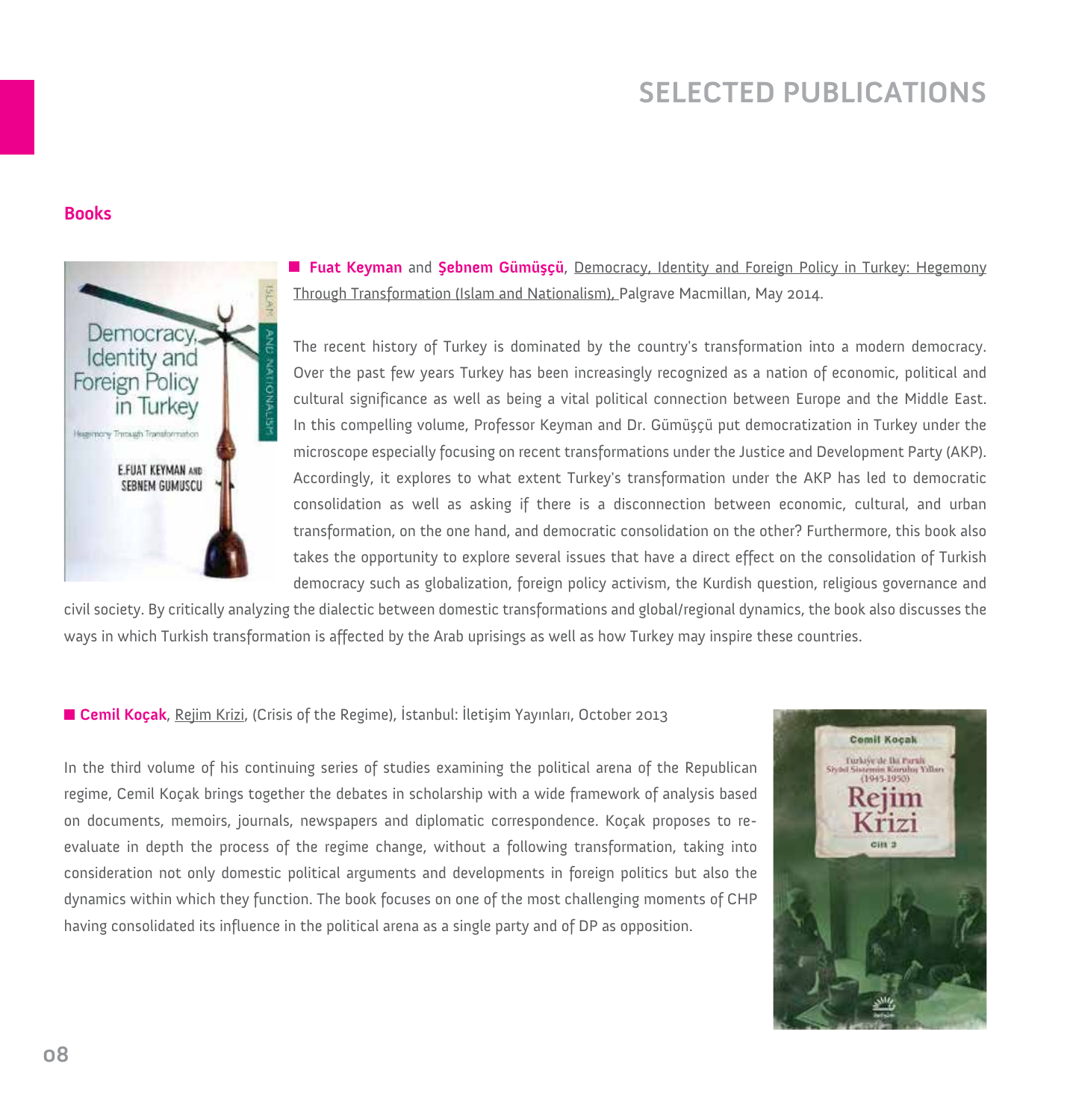# SELECTED PUBLICATIONS

## Books

**Fuat Keyman** and **Şebnem Gümüşçü**, Democracy, Identity and Foreign Policy in Turkey: Hegemony Through Transformation (Islam and Nationalism), Palgrave Macmillan, May 2014.

The recent history of Turkey is dominated by the country's transformation into a modern democracy. Over the past few years Turkey has been increasingly recognized as a nation of economic, political and cultural significance as well as being a vital political connection between Europe and the Middle East. In this compelling volume, Professor Keyman and Dr. Gümüşçü put democratization in Turkey under the microscope especially focusing on recent transformations under the Justice and Development Party (AKP). Accordingly, it explores to what extent Turkey's transformation under the AKP has led to democratic consolidation as well as asking if there is a disconnection between economic, cultural, and urban transformation, on the one hand, and democratic consolidation on the other? Furthermore, this book also takes the opportunity to explore several issues that have a direct effect on the consolidation of Turkish democracy such as globalization, foreign policy activism, the Kurdish question, religious governance and civil society. By critically analyzing the dialectic between domestic transformations and global/regional dynamics, the book also discusses the ways in which Turkish transformation is affected by the Arab uprisings as well as how Turkey may inspire these countries.

**Cemil Koçak**, Rejim Krizi, (Crisis of the Regime), İstanbul: İletişim Yayınları, October 2013

In the third volume of his continuing series of studies examining the political arena of the Republican regime, Cemil Koçak brings together the debates in scholarship with a wide framework of analysis based on documents, memoirs, journals, newspapers and diplomatic correspondence. Koçak proposes to re-evaluate in depth the process of the regime change, without a following transformation, taking into consideration not only domestic political arguments and developments in foreign politics but also the dynamics within which they function. The book focuses on one of the most challenging moments of CHP having consolidated its influence in the political arena as a single party and of DP as opposition.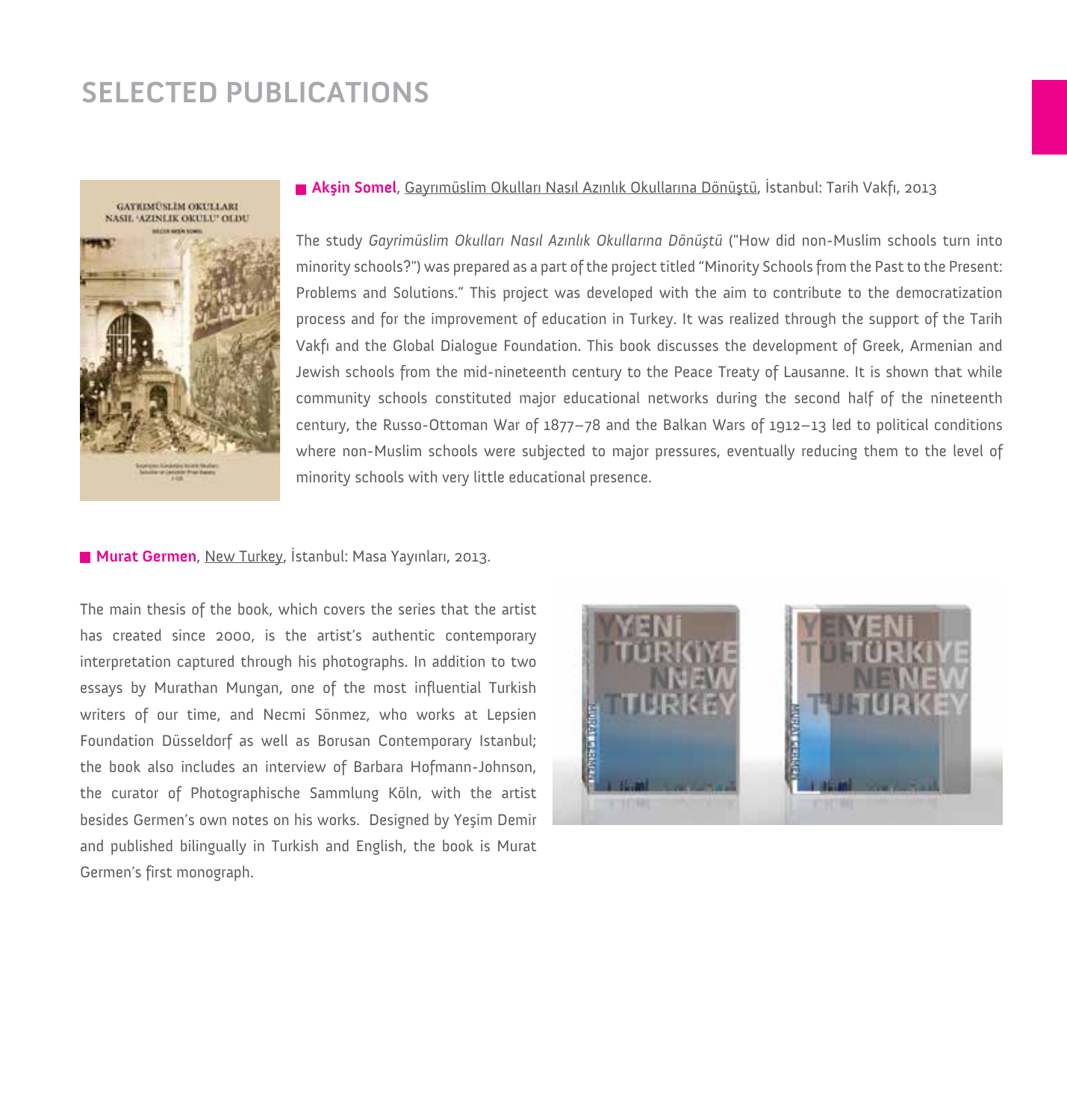# SELECTED PUBLICATIONS

■ **Akşin Somel**, Gayrımüslim Okulları Nasıl Azınlık Okullarına Dönüştü, İstanbul: Tarih Vakfı, 2013

The study *Gayrimüslim Okulları Nasıl Azınlık Okullarına Dönüştü* ("How did non-Muslim schools turn into minority schools?") was prepared as a part of the project titled "Minority Schools from the Past to the Present: Problems and Solutions." This project was developed with the aim to contribute to the democratization process and for the improvement of education in Turkey. It was realized through the support of the Tarih Vakfı and the Global Dialogue Foundation. This book discusses the development of Greek, Armenian and Jewish schools from the mid-nineteenth century to the Peace Treaty of Lausanne. It is shown that while community schools constituted major educational networks during the second half of the nineteenth century, the Russo-Ottoman War of 1877–78 and the Balkan Wars of 1912–13 led to political conditions where non-Muslim schools were subjected to major pressures, eventually reducing them to the level of minority schools with very little educational presence.

■ **Murat Germen**, New Turkey, İstanbul: Masa Yayınları, 2013.

The main thesis of the book, which covers the series that the artist has created since 2000, is the artist's authentic contemporary interpretation captured through his photographs. In addition to two essays by Murathan Mungan, one of the most influential Turkish writers of our time, and Necmi Sönmez, who works at Lepsien Foundation Düsseldorf as well as Borusan Contemporary Istanbul; the book also includes an interview of Barbara Hofmann-Johnson, the curator of Photographische Sammlung Köln, with the artist besides Germen's own notes on his works. Designed by Yeşim Demir and published bilingually in Turkish and English, the book is Murat Germen's first monograph.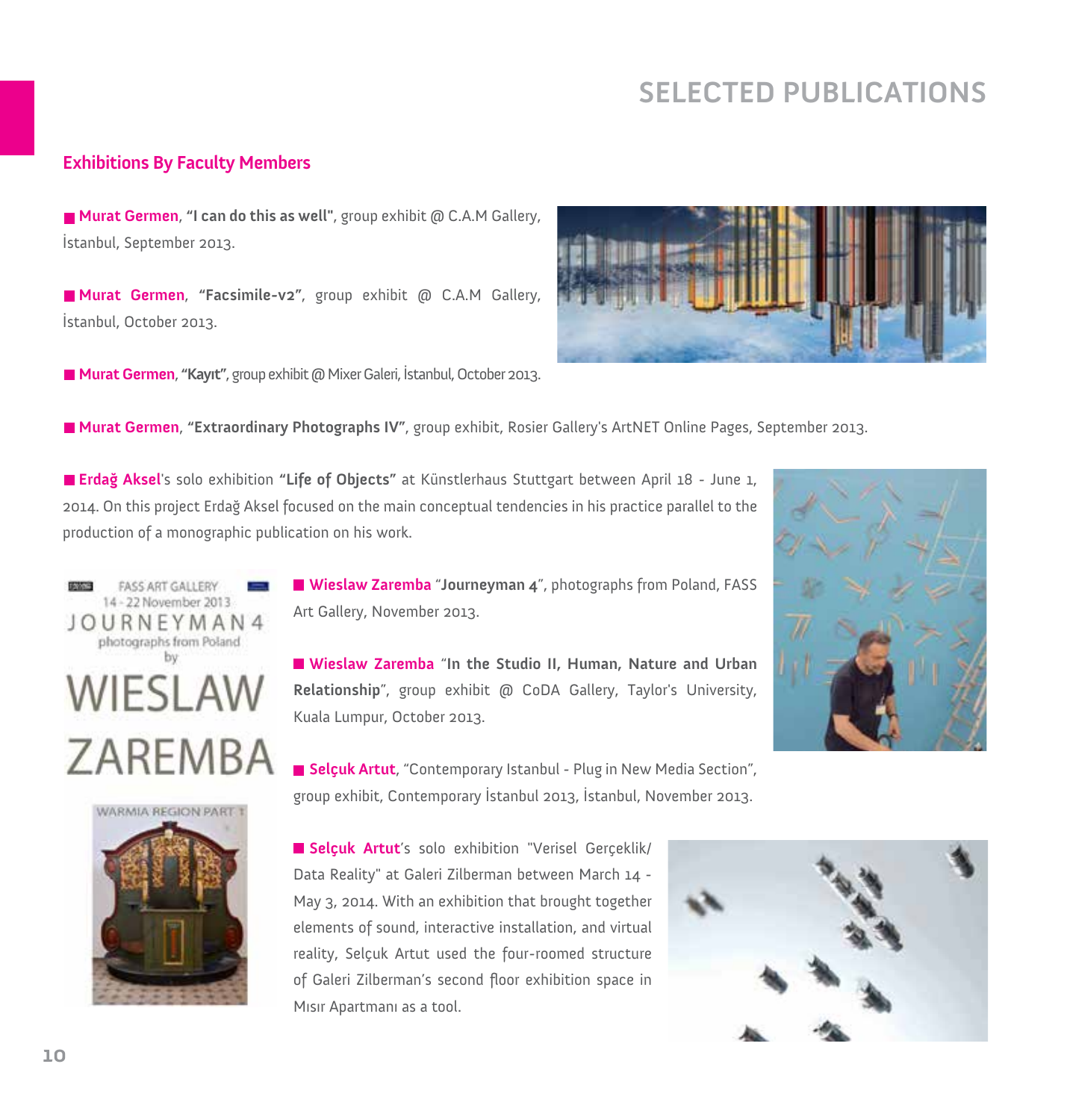# SELECTED PUBLICATIONS

## Exhibitions By Faculty Members

■ **Murat Germen**, **"I can do this as well"**, group exhibit @ C.A.M Gallery, İstanbul, September 2013.

■ **Murat Germen**, **"Facsimile-v2"**, group exhibit @ C.A.M Gallery, İstanbul, October 2013.

■ **Murat Germen**, **"Kayıt"**, group exhibit @ Mixer Galeri, İstanbul, October 2013.

■ **Murat Germen**, **"Extraordinary Photographs IV"**, group exhibit, Rosier Gallery's ArtNET Online Pages, September 2013.

■ **Erdağ Aksel**'s solo exhibition **"Life of Objects"** at Künstlerhaus Stuttgart between April 18 - June 1, 2014. On this project Erdağ Aksel focused on the main conceptual tendencies in his practice parallel to the production of a monographic publication on his work.

FASS ART GALLERY
14 - 22 November 2013
JOURNEYMAN 4
photographs from Poland
by
WIESLAW
ZAREMBA
WARMIA REGION PART 1

■ **Wieslaw Zaremba** "**Journeyman 4**", photographs from Poland, FASS Art Gallery, November 2013.

■ **Wieslaw Zaremba** "**In the Studio II, Human, Nature and Urban Relationship**", group exhibit @ CoDA Gallery, Taylor's University, Kuala Lumpur, October 2013.

■ **Selçuk Artut**, "Contemporary Istanbul - Plug in New Media Section", group exhibit, Contemporary İstanbul 2013, İstanbul, November 2013.

■ **Selçuk Artut**'s solo exhibition "Verisel Gerçeklik/ Data Reality" at Galeri Zilberman between March 14 - May 3, 2014. With an exhibition that brought together elements of sound, interactive installation, and virtual reality, Selçuk Artut used the four-roomed structure of Galeri Zilberman's second floor exhibition space in Mısır Apartmanı as a tool.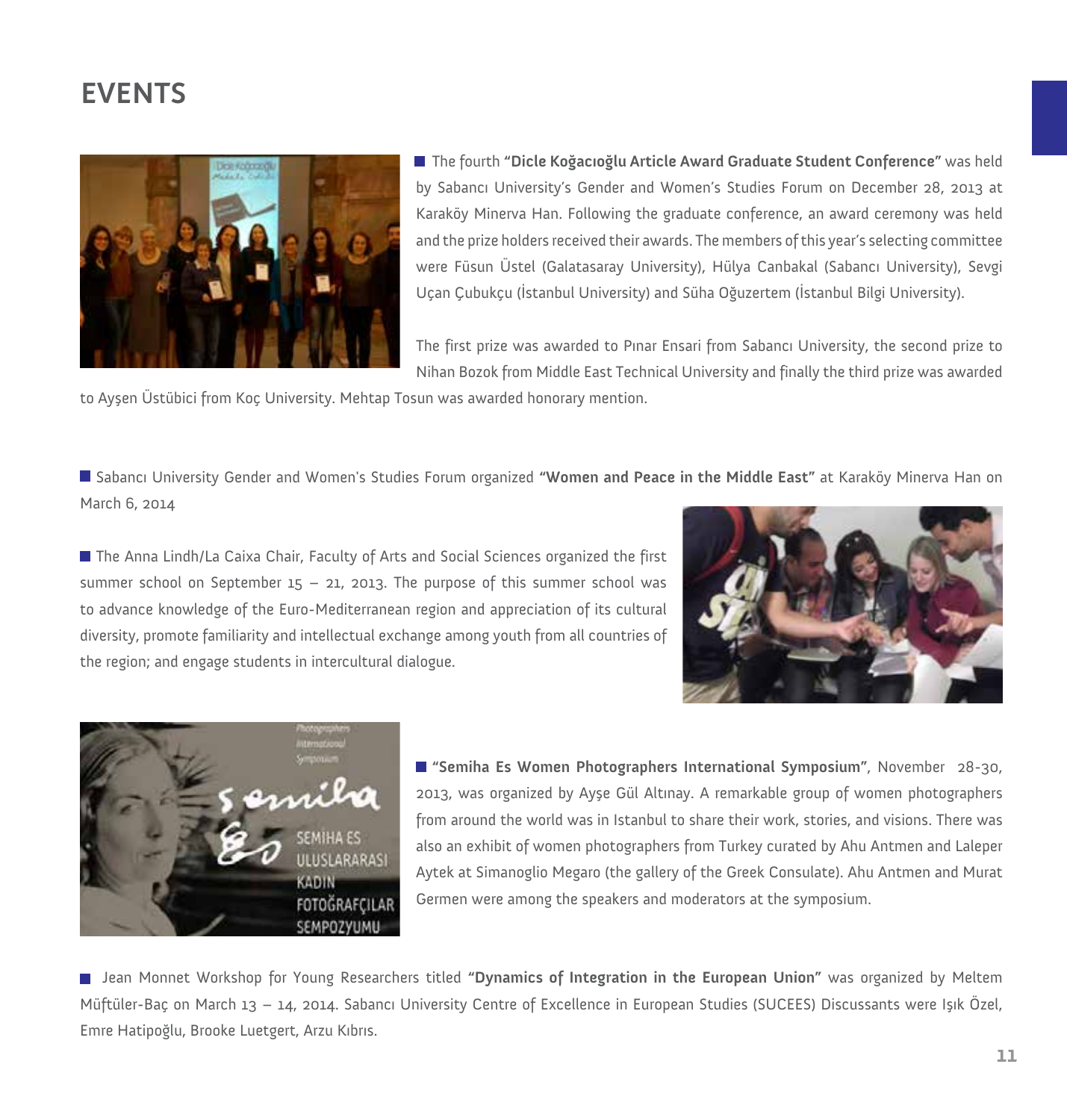# EVENTS

The fourth **"Dicle Koğacıoğlu Article Award Graduate Student Conference"** was held by Sabancı University's Gender and Women's Studies Forum on December 28, 2013 at Karaköy Minerva Han. Following the graduate conference, an award ceremony was held and the prize holders received their awards. The members of this year's selecting committee were Füsun Üstel (Galatasaray University), Hülya Canbakal (Sabancı University), Sevgi Uçan Çubukçu (İstanbul University) and Süha Oğuzertem (İstanbul Bilgi University).

The first prize was awarded to Pınar Ensari from Sabancı University, the second prize to Nihan Bozok from Middle East Technical University and finally the third prize was awarded to Ayşen Üstübici from Koç University. Mehtap Tosun was awarded honorary mention.

Sabancı University Gender and Women's Studies Forum organized **"Women and Peace in the Middle East"** at Karaköy Minerva Han on March 6, 2014

The Anna Lindh/La Caixa Chair, Faculty of Arts and Social Sciences organized the first summer school on September 15 – 21, 2013. The purpose of this summer school was to advance knowledge of the Euro-Mediterranean region and appreciation of its cultural diversity, promote familiarity and intellectual exchange among youth from all countries of the region; and engage students in intercultural dialogue.

**"Semiha Es Women Photographers International Symposium"**, November 28-30, 2013, was organized by Ayşe Gül Altınay. A remarkable group of women photographers from around the world was in Istanbul to share their work, stories, and visions. There was also an exhibit of women photographers from Turkey curated by Ahu Antmen and Laleper Aytek at Simanoglio Megaro (the gallery of the Greek Consulate). Ahu Antmen and Murat Germen were among the speakers and moderators at the symposium.

Jean Monnet Workshop for Young Researchers titled **"Dynamics of Integration in the European Union"** was organized by Meltem Müftüler-Baç on March 13 – 14, 2014. Sabancı University Centre of Excellence in European Studies (SUCEES) Discussants were Işık Özel, Emre Hatipoğlu, Brooke Luetgert, Arzu Kıbrıs.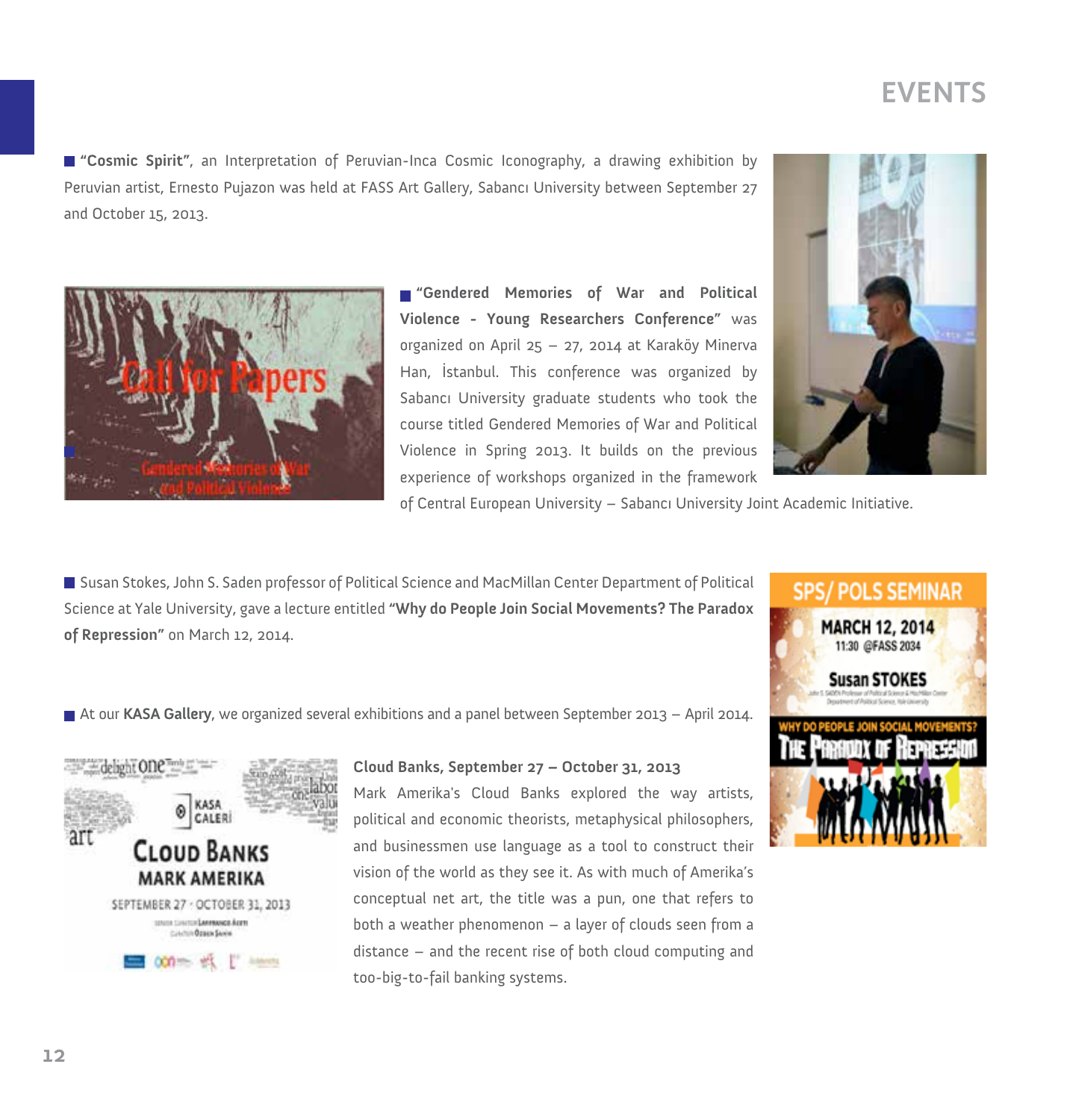# EVENTS

**"Cosmic Spirit"**, an Interpretation of Peruvian-Inca Cosmic Iconography, a drawing exhibition by Peruvian artist, Ernesto Pujazon was held at FASS Art Gallery, Sabancı University between September 27 and October 15, 2013.

**"Gendered Memories of War and Political Violence - Young Researchers Conference"** was organized on April 25 – 27, 2014 at Karaköy Minerva Han, İstanbul. This conference was organized by Sabancı University graduate students who took the course titled Gendered Memories of War and Political Violence in Spring 2013. It builds on the previous experience of workshops organized in the framework of Central European University – Sabancı University Joint Academic Initiative.

Susan Stokes, John S. Saden professor of Political Science and MacMillan Center Department of Political Science at Yale University, gave a lecture entitled **"Why do People Join Social Movements? The Paradox of Repression"** on March 12, 2014.

At our **KASA Gallery**, we organized several exhibitions and a panel between September 2013 – April 2014.

**Cloud Banks, September 27 – October 31, 2013**

Mark Amerika's Cloud Banks explored the way artists, political and economic theorists, metaphysical philosophers, and businessmen use language as a tool to construct their vision of the world as they see it. As with much of Amerika's conceptual net art, the title was a pun, one that refers to both a weather phenomenon – a layer of clouds seen from a distance – and the recent rise of both cloud computing and too-big-to-fail banking systems.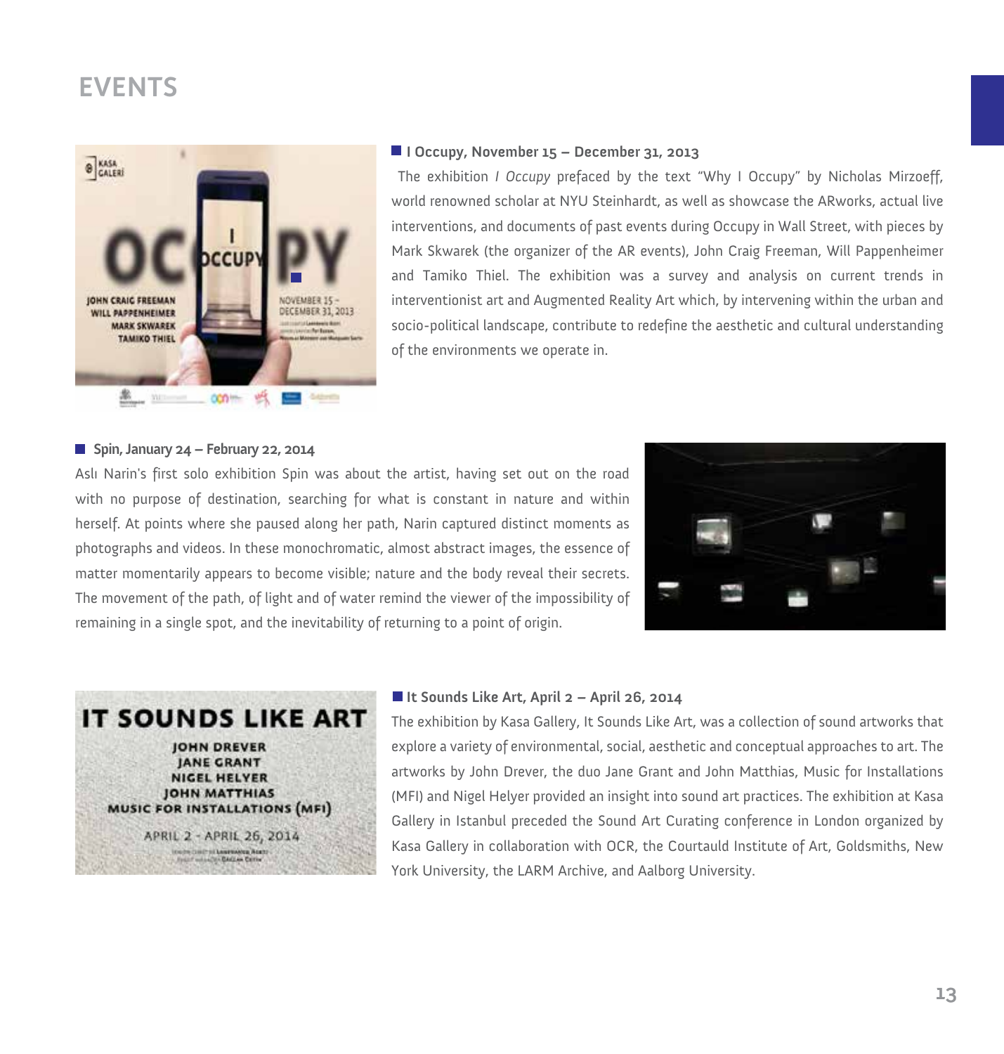# EVENTS

## I Occupy, November 15 – December 31, 2013

The exhibition *I Occupy* prefaced by the text "Why I Occupy" by Nicholas Mirzoeff, world renowned scholar at NYU Steinhardt, as well as showcase the ARworks, actual live interventions, and documents of past events during Occupy in Wall Street, with pieces by Mark Skwarek (the organizer of the AR events), John Craig Freeman, Will Pappenheimer and Tamiko Thiel. The exhibition was a survey and analysis on current trends in interventionist art and Augmented Reality Art which, by intervening within the urban and socio-political landscape, contribute to redefine the aesthetic and cultural understanding of the environments we operate in.

## Spin, January 24 – February 22, 2014

Aslı Narin's first solo exhibition Spin was about the artist, having set out on the road with no purpose of destination, searching for what is constant in nature and within herself. At points where she paused along her path, Narin captured distinct moments as photographs and videos. In these monochromatic, almost abstract images, the essence of matter momentarily appears to become visible; nature and the body reveal their secrets. The movement of the path, of light and of water remind the viewer of the impossibility of remaining in a single spot, and the inevitability of returning to a point of origin.

## It Sounds Like Art, April 2 – April 26, 2014

The exhibition by Kasa Gallery, It Sounds Like Art, was a collection of sound artworks that explore a variety of environmental, social, aesthetic and conceptual approaches to art. The artworks by John Drever, the duo Jane Grant and John Matthias, Music for Installations (MFI) and Nigel Helyer provided an insight into sound art practices. The exhibition at Kasa Gallery in Istanbul preceded the Sound Art Curating conference in London organized by Kasa Gallery in collaboration with OCR, the Courtauld Institute of Art, Goldsmiths, New York University, the LARM Archive, and Aalborg University.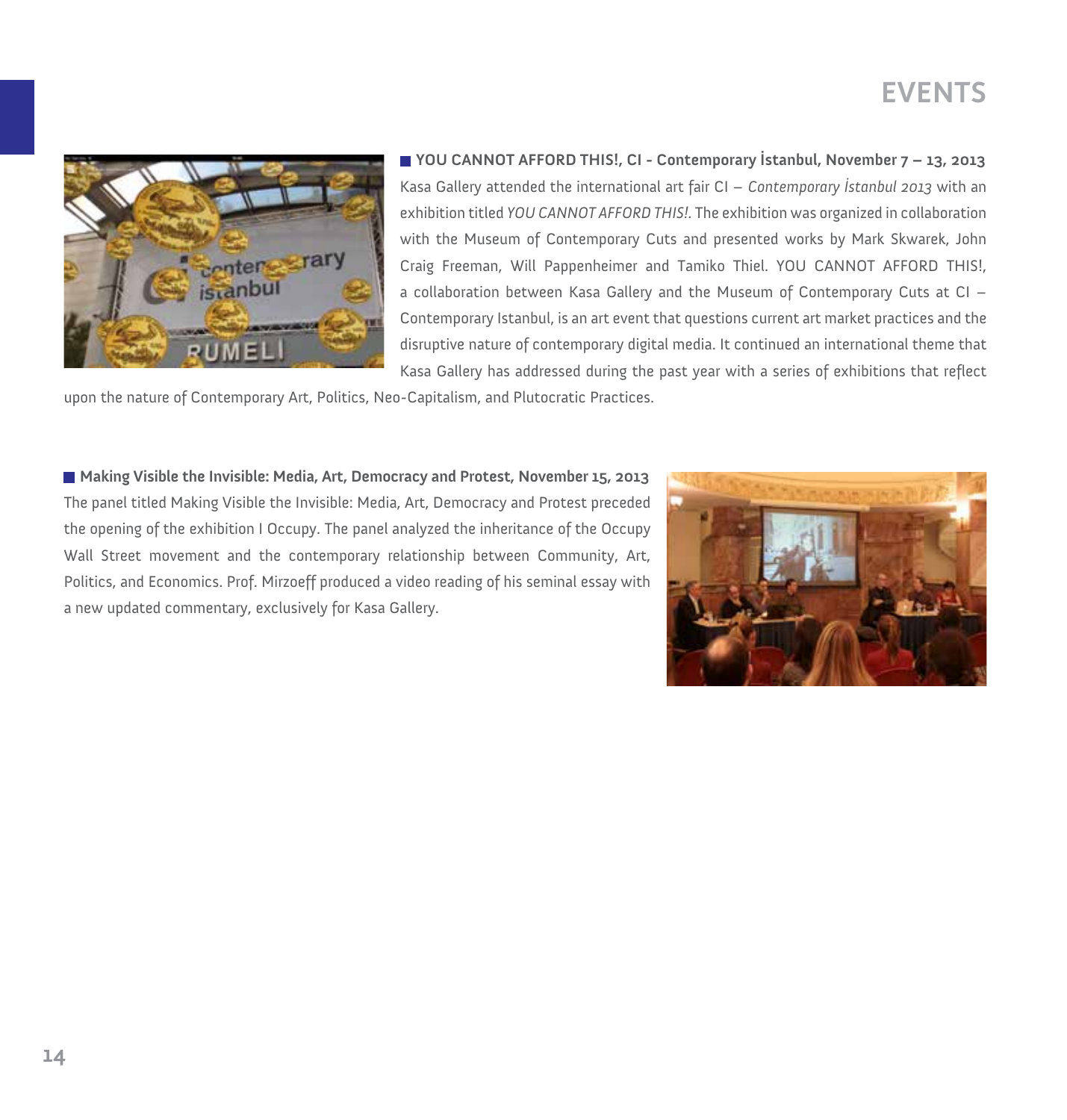# EVENTS

**YOU CANNOT AFFORD THIS!, CI - Contemporary İstanbul, November 7 – 13, 2013**

Kasa Gallery attended the international art fair CI – *Contemporary İstanbul 2013* with an exhibition titled *YOU CANNOT AFFORD THIS!*. The exhibition was organized in collaboration with the Museum of Contemporary Cuts and presented works by Mark Skwarek, John Craig Freeman, Will Pappenheimer and Tamiko Thiel. YOU CANNOT AFFORD THIS!, a collaboration between Kasa Gallery and the Museum of Contemporary Cuts at CI – Contemporary Istanbul, is an art event that questions current art market practices and the disruptive nature of contemporary digital media. It continued an international theme that Kasa Gallery has addressed during the past year with a series of exhibitions that reflect upon the nature of Contemporary Art, Politics, Neo-Capitalism, and Plutocratic Practices.

**Making Visible the Invisible: Media, Art, Democracy and Protest, November 15, 2013**

The panel titled Making Visible the Invisible: Media, Art, Democracy and Protest preceded the opening of the exhibition I Occupy. The panel analyzed the inheritance of the Occupy Wall Street movement and the contemporary relationship between Community, Art, Politics, and Economics. Prof. Mirzoeff produced a video reading of his seminal essay with a new updated commentary, exclusively for Kasa Gallery.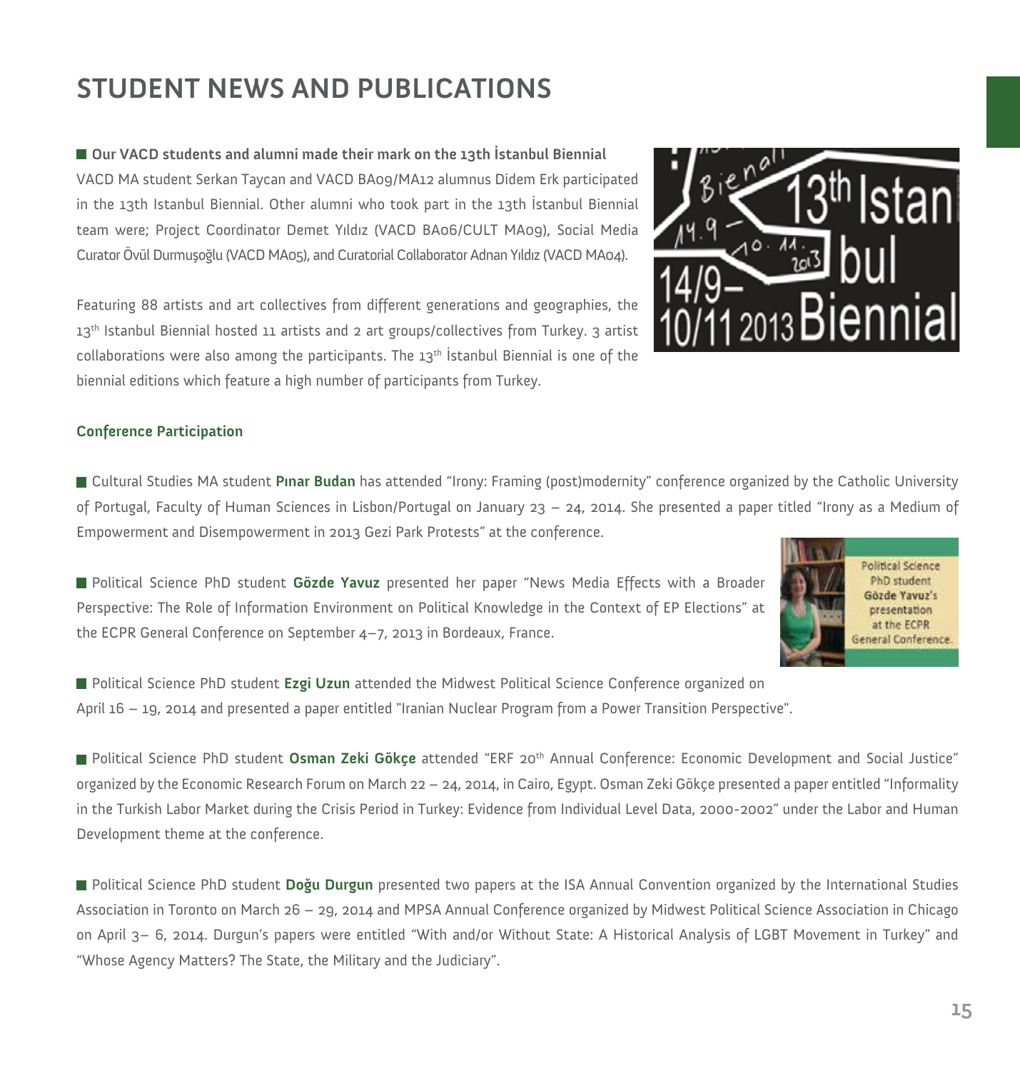# STUDENT NEWS AND PUBLICATIONS

**Our VACD students and alumni made their mark on the 13th İstanbul Biennial**

VACD MA student Serkan Taycan and VACD BA09/MA12 alumnus Didem Erk participated in the 13th Istanbul Biennial. Other alumni who took part in the 13th İstanbul Biennial team were; Project Coordinator Demet Yıldız (VACD BA06/CULT MA09), Social Media Curator Övül Durmuşoğlu (VACD MA05), and Curatorial Collaborator Adnan Yıldız (VACD MA04).

Featuring 88 artists and art collectives from different generations and geographies, the 13th Istanbul Biennial hosted 11 artists and 2 art groups/collectives from Turkey. 3 artist collaborations were also among the participants. The 13th İstanbul Biennial is one of the biennial editions which feature a high number of participants from Turkey.

## Conference Participation

- Cultural Studies MA student **Pınar Budan** has attended “Irony: Framing (post)modernity” conference organized by the Catholic University of Portugal, Faculty of Human Sciences in Lisbon/Portugal on January 23 – 24, 2014. She presented a paper titled “Irony as a Medium of Empowerment and Disempowerment in 2013 Gezi Park Protests” at the conference.

- Political Science PhD student **Gözde Yavuz** presented her paper “News Media Effects with a Broader Perspective: The Role of Information Environment on Political Knowledge in the Context of EP Elections” at the ECPR General Conference on September 4–7, 2013 in Bordeaux, France.

Political Science PhD student Gözde Yavuz's presentation at the ECPR General Conference.

- Political Science PhD student **Ezgi Uzun** attended the Midwest Political Science Conference organized on April 16 – 19, 2014 and presented a paper entitled "Iranian Nuclear Program from a Power Transition Perspective".

- Political Science PhD student **Osman Zeki Gökçe** attended “ERF 20th Annual Conference: Economic Development and Social Justice” organized by the Economic Research Forum on March 22 – 24, 2014, in Cairo, Egypt. Osman Zeki Gökçe presented a paper entitled “Informality in the Turkish Labor Market during the Crisis Period in Turkey: Evidence from Individual Level Data, 2000-2002” under the Labor and Human Development theme at the conference.

- Political Science PhD student **Doğu Durgun** presented two papers at the ISA Annual Convention organized by the International Studies Association in Toronto on March 26 – 29, 2014 and MPSA Annual Conference organized by Midwest Political Science Association in Chicago on April 3– 6, 2014. Durgun’s papers were entitled “With and/or Without State: A Historical Analysis of LGBT Movement in Turkey” and “Whose Agency Matters? The State, the Military and the Judiciary”.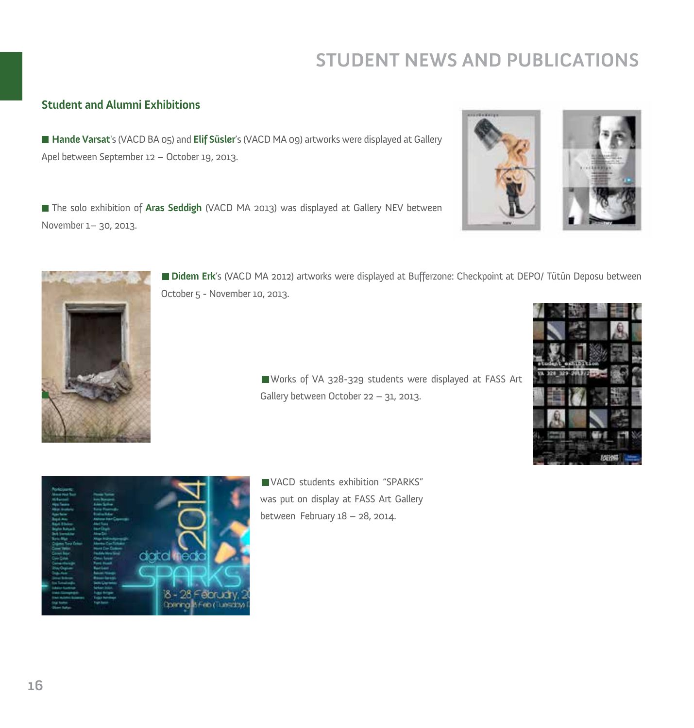## Student and Alumni Exhibitions

- **Hande Varsat**'s (VACD BA 05) and **Elif Süsler**'s (VACD MA 09) artworks were displayed at Gallery Apel between September 12 – October 19, 2013.

- The solo exhibition of **Aras Seddigh** (VACD MA 2013) was displayed at Gallery NEV between November 1– 30, 2013.

- **Didem Erk**'s (VACD MA 2012) artworks were displayed at Bufferzone: Checkpoint at DEPO/ Tütün Deposu between October 5 - November 10, 2013.

- Works of VA 328-329 students were displayed at FASS Art Gallery between October 22 – 31, 2013.

- VACD students exhibition "SPARKS" was put on display at FASS Art Gallery between February 18 – 28, 2014.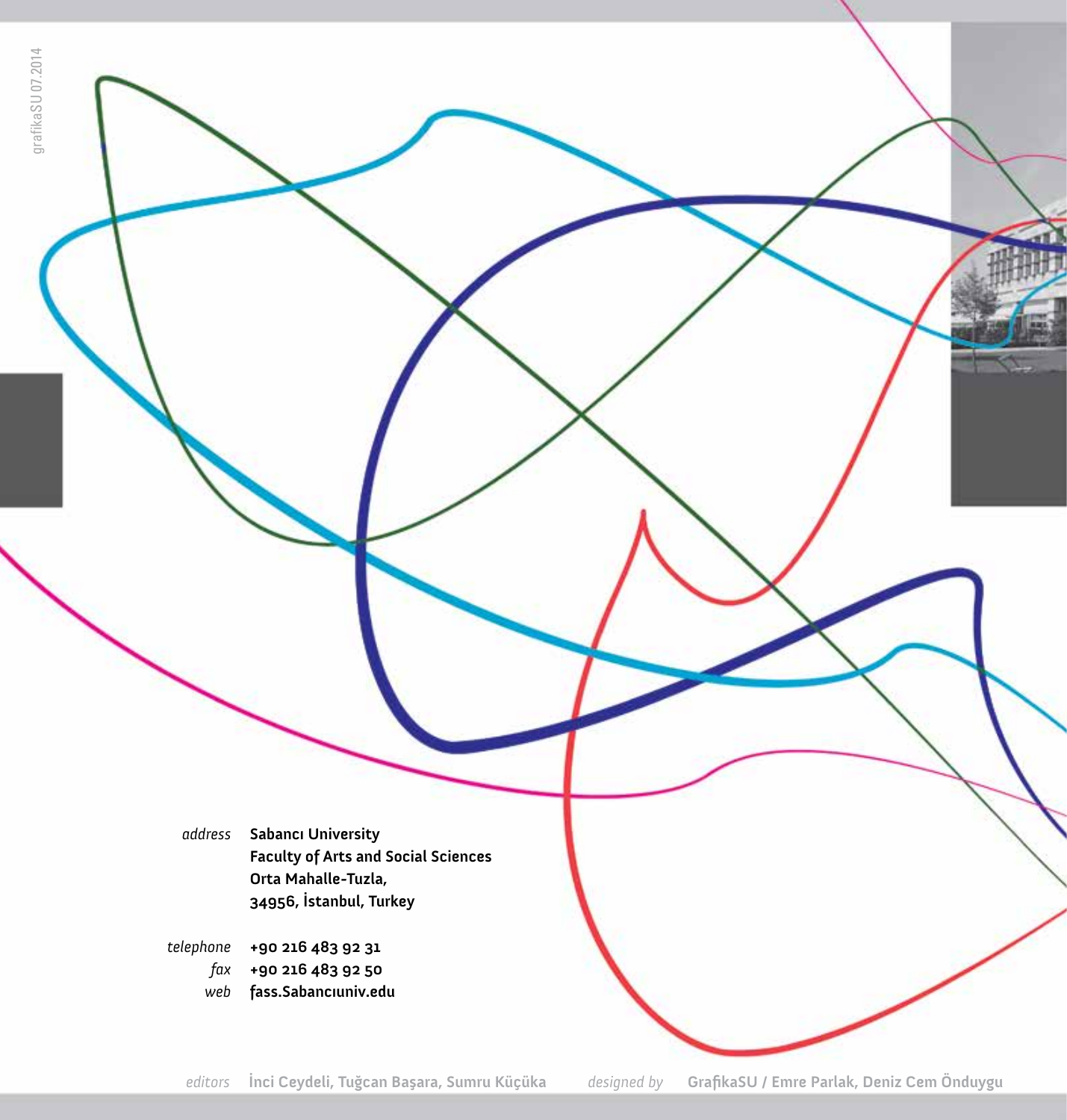*address* **Sabancı University**
**Faculty of Arts and Social Sciences**
**Orta Mahalle-Tuzla,**
**34956, İstanbul, Turkey**

*telephone* **+90 216 483 92 31**
*fax* **+90 216 483 92 50**
*web* **fass.Sabancıuniv.edu**

*editors* **İnci Ceydeli, Tuğcan Başara, Sumru Küçüka** *designed by* **GrafikaSU / Emre Parlak, Deniz Cem Önduygu**

grafikaSU 07.2014